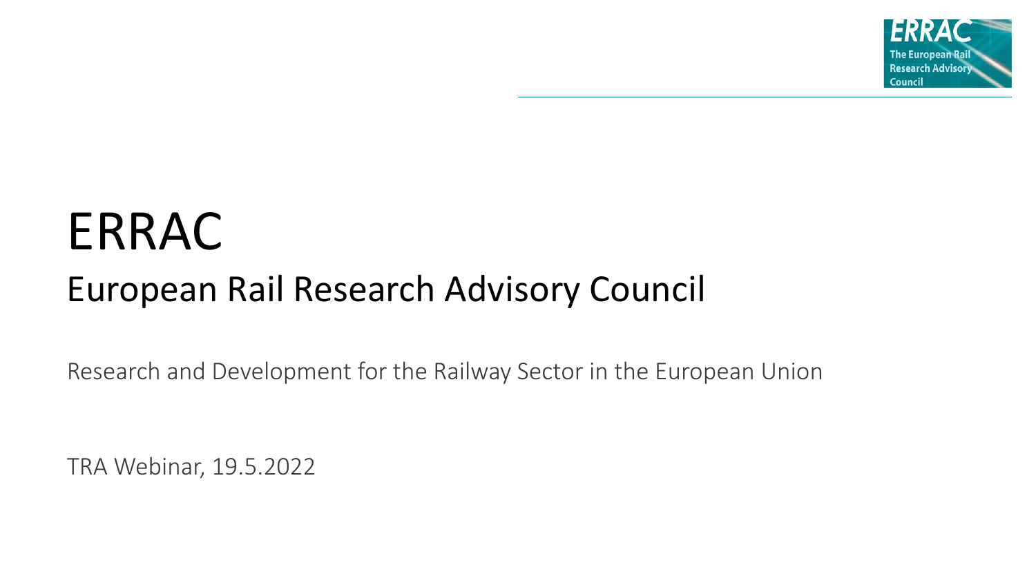# ERRAC

## European Rail Research Advisory Council

Research and Development for the Railway Sector in the European Union

TRA Webinar, 19.5.2022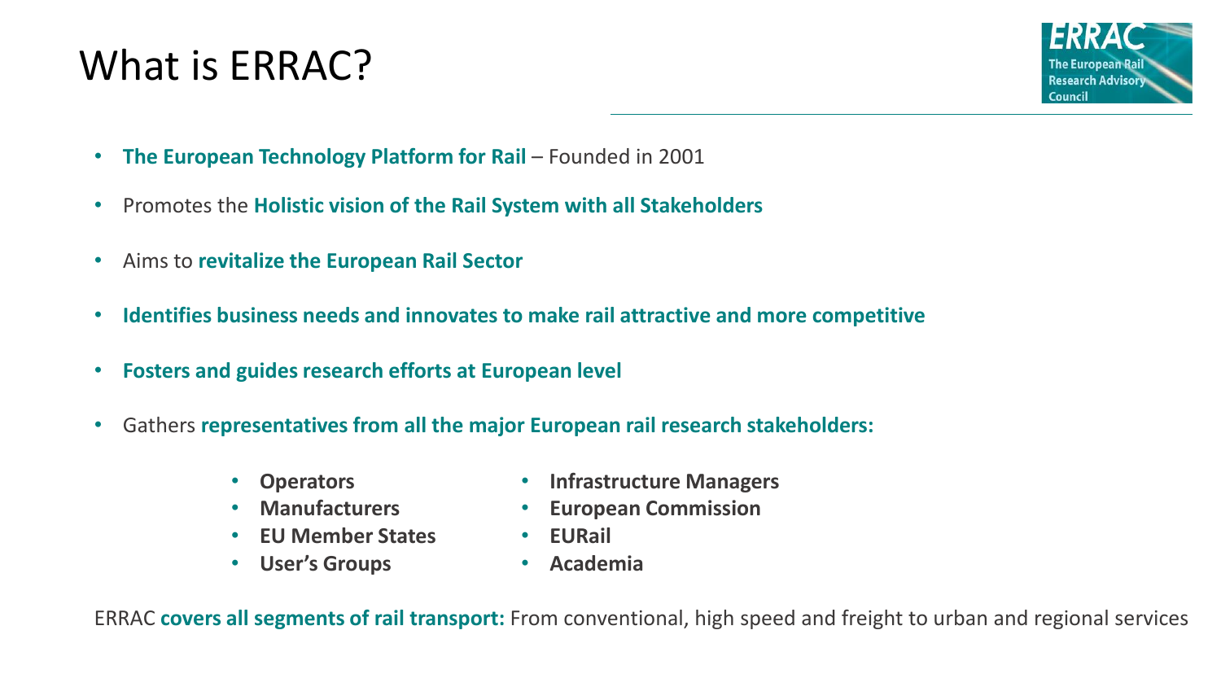# What is ERRAC?

ERRAC
The European Rail Research Advisory Council

- **The European Technology Platform for Rail** – Founded in 2001
- Promotes the **Holistic vision of the Rail System with all Stakeholders**
- Aims to **revitalize the European Rail Sector**
- **Identifies business needs and innovates to make rail attractive and more competitive**
- **Fosters and guides research efforts at European level**
- Gathers **representatives from all the major European rail research stakeholders:**
    - **Operators**
    - **Manufacturers**
    - **EU Member States**
    - **User's Groups**
    - **Infrastructure Managers**
    - **European Commission**
    - **EURail**
    - **Academia**

ERRAC **covers all segments of rail transport:** From conventional, high speed and freight to urban and regional services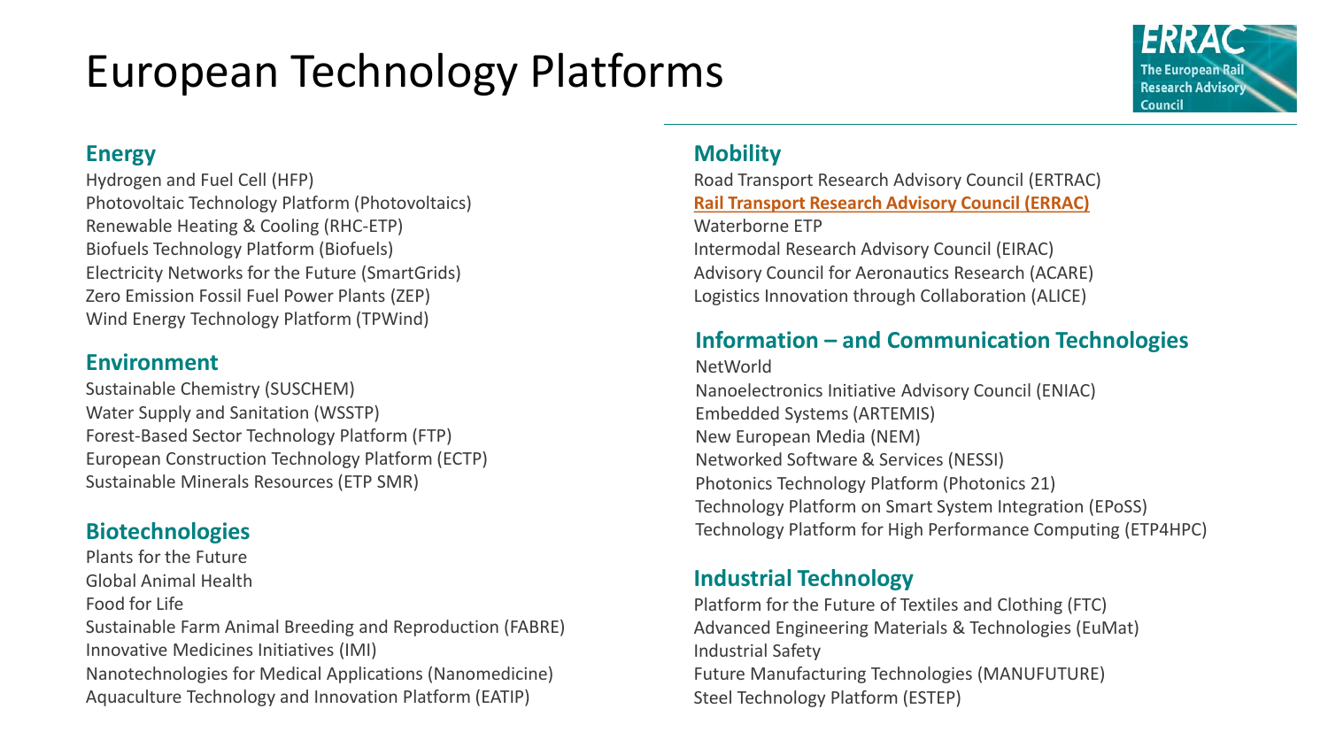# European Technology Platforms

## Energy

Hydrogen and Fuel Cell (HFP)
Photovoltaic Technology Platform (Photovoltaics)
Renewable Heating & Cooling (RHC-ETP)
Biofuels Technology Platform (Biofuels)
Electricity Networks for the Future (SmartGrids)
Zero Emission Fossil Fuel Power Plants (ZEP)
Wind Energy Technology Platform (TPWind)

## Environment

Sustainable Chemistry (SUSCHEM)
Water Supply and Sanitation (WSSTP)
Forest-Based Sector Technology Platform (FTP)
European Construction Technology Platform (ECTP)
Sustainable Minerals Resources (ETP SMR)

## Biotechnologies

Plants for the Future
Global Animal Health
Food for Life
Sustainable Farm Animal Breeding and Reproduction (FABRE)
Innovative Medicines Initiatives (IMI)
Nanotechnologies for Medical Applications (Nanomedicine)
Aquaculture Technology and Innovation Platform (EATIP)

## Mobility

Road Transport Research Advisory Council (ERTRAC)
**Rail Transport Research Advisory Council (ERRAC)**
Waterborne ETP
Intermodal Research Advisory Council (EIRAC)
Advisory Council for Aeronautics Research (ACARE)
Logistics Innovation through Collaboration (ALICE)

## Information – and Communication Technologies

NetWorld
Nanoelectronics Initiative Advisory Council (ENIAC)
Embedded Systems (ARTEMIS)
New European Media (NEM)
Networked Software & Services (NESSI)
Photonics Technology Platform (Photonics 21)
Technology Platform on Smart System Integration (EPoSS)
Technology Platform for High Performance Computing (ETP4HPC)

## Industrial Technology

Platform for the Future of Textiles and Clothing (FTC)
Advanced Engineering Materials & Technologies (EuMat)
Industrial Safety
Future Manufacturing Technologies (MANUFUTURE)
Steel Technology Platform (ESTEP)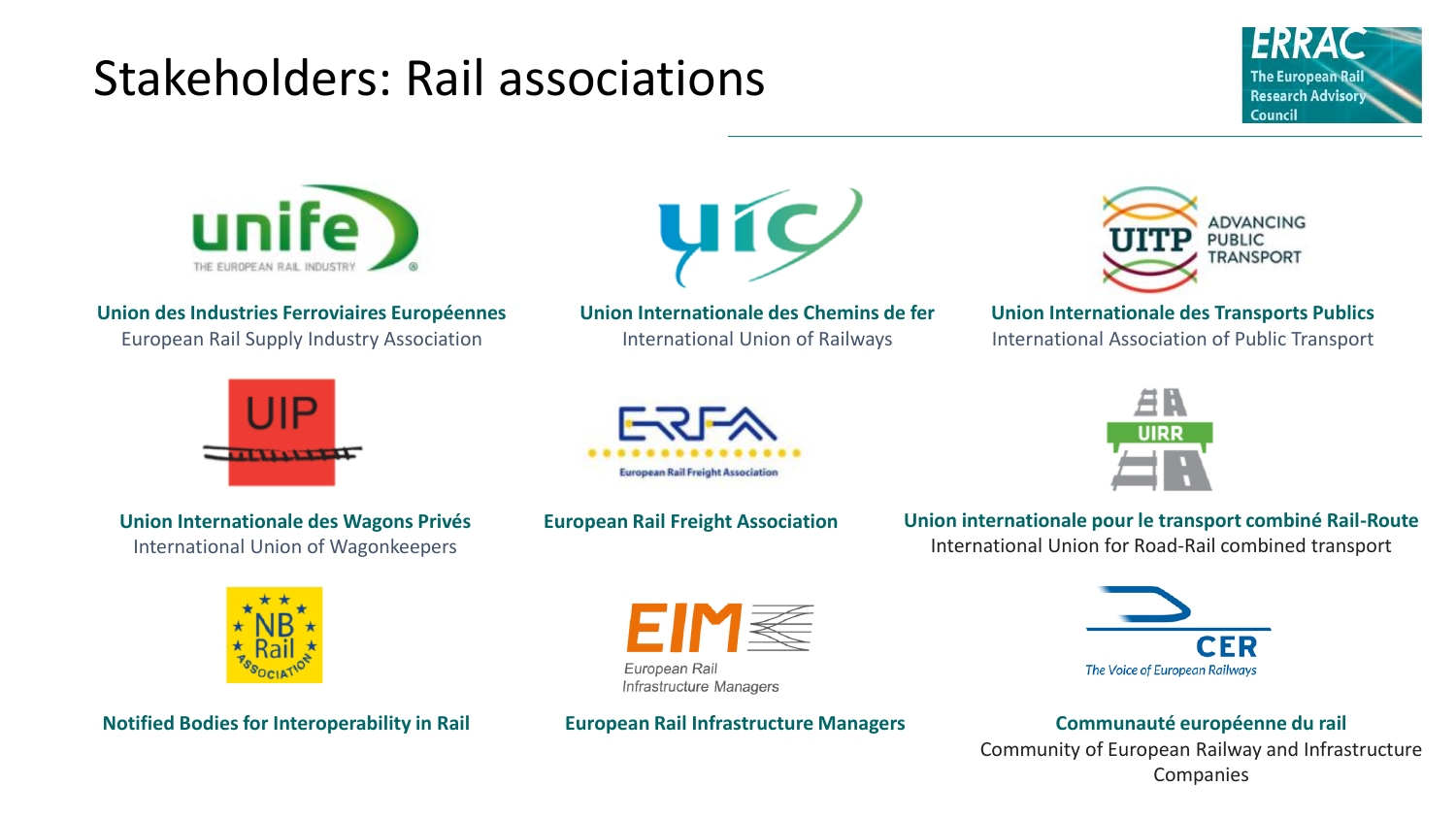# Stakeholders: Rail associations

**Union des Industries Ferroviaires Européennes**
European Rail Supply Industry Association

**Union Internationale des Chemins de fer**
International Union of Railways

**Union Internationale des Transports Publics**
International Association of Public Transport

**Union Internationale des Wagons Privés**
International Union of Wagonkeepers

**European Rail Freight Association**

**Union internationale pour le transport combiné Rail-Route**
International Union for Road-Rail combined transport

**Notified Bodies for Interoperability in Rail**

**European Rail Infrastructure Managers**

**Communauté européenne du rail**
Community of European Railway and Infrastructure Companies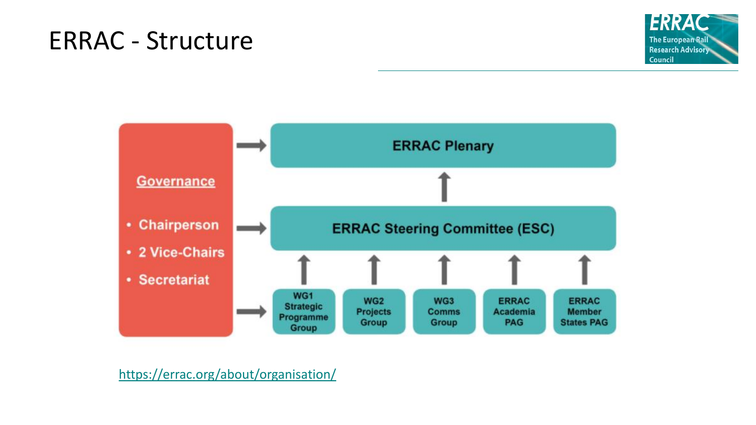# ERRAC - Structure

**Governance**

- Chairperson
- 2 Vice-Chairs
- Secretariat

**ERRAC Plenary**

**ERRAC Steering Committee (ESC)**

- WG1 Strategic Programme Group
- WG2 Projects Group
- WG3 Comms Group
- ERRAC Academia PAG
- ERRAC Member States PAG

https://errac.org/about/organisation/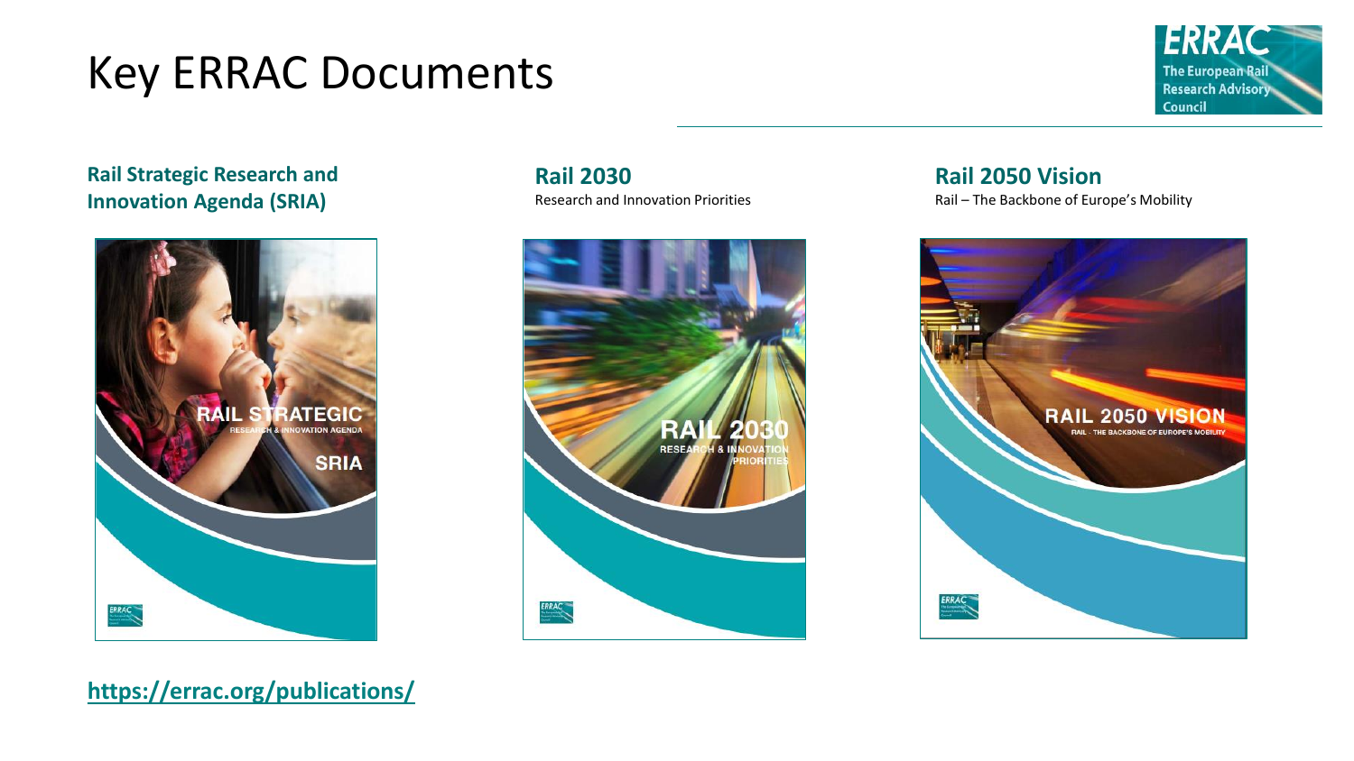# Key ERRAC Documents

**Rail Strategic Research and Innovation Agenda (SRIA)**

**Rail 2030**

Research and Innovation Priorities

**Rail 2050 Vision**

Rail – The Backbone of Europe's Mobility

**https://errac.org/publications/**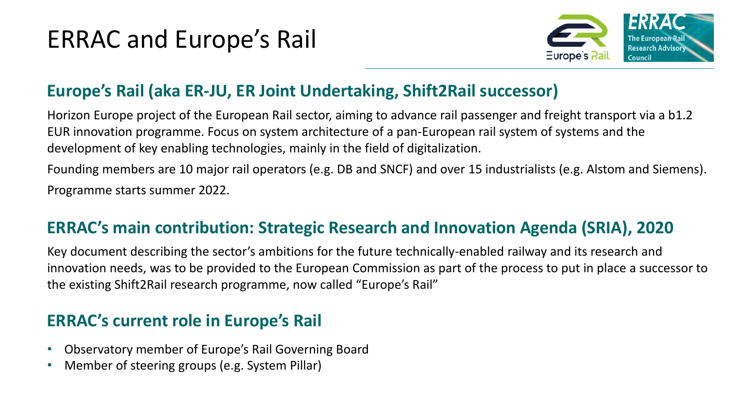# ERRAC and Europe's Rail

## Europe's Rail (aka ER-JU, ER Joint Undertaking, Shift2Rail successor)

Horizon Europe project of the European Rail sector, aiming to advance rail passenger and freight transport via a b1.2 EUR innovation programme. Focus on system architecture of a pan-European rail system of systems and the development of key enabling technologies, mainly in the field of digitalization.

Founding members are 10 major rail operators (e.g. DB and SNCF) and over 15 industrialists (e.g. Alstom and Siemens).

Programme starts summer 2022.

## ERRAC's main contribution: Strategic Research and Innovation Agenda (SRIA), 2020

Key document describing the sector's ambitions for the future technically-enabled railway and its research and innovation needs, was to be provided to the European Commission as part of the process to put in place a successor to the existing Shift2Rail research programme, now called "Europe's Rail"

## ERRAC's current role in Europe's Rail

- Observatory member of Europe's Rail Governing Board
- Member of steering groups (e.g. System Pillar)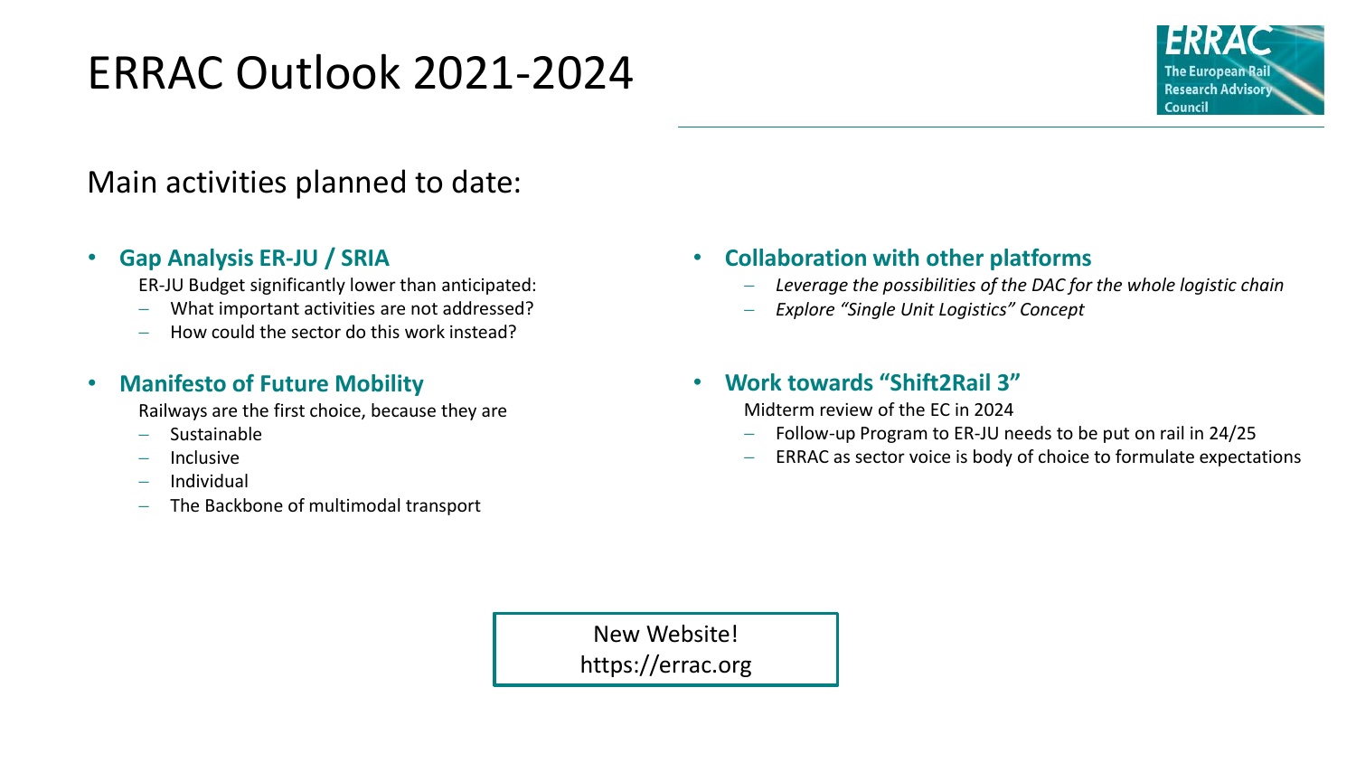# ERRAC Outlook 2021-2024

ERRAC
The European Rail Research Advisory Council

Main activities planned to date:

- **Gap Analysis ER-JU / SRIA**
  
  ER-JU Budget significantly lower than anticipated:
  - What important activities are not addressed?
  - How could the sector do this work instead?

- **Manifesto of Future Mobility**
  
  Railways are the first choice, because they are
  - Sustainable
  - Inclusive
  - Individual
  - The Backbone of multimodal transport

- **Collaboration with other platforms**
  - *Leverage the possibilities of the DAC for the whole logistic chain*
  - *Explore "Single Unit Logistics" Concept*

- **Work towards "Shift2Rail 3"**
  
  Midterm review of the EC in 2024
  - Follow-up Program to ER-JU needs to be put on rail in 24/25
  - ERRAC as sector voice is body of choice to formulate expectations

New Website!
https://errac.org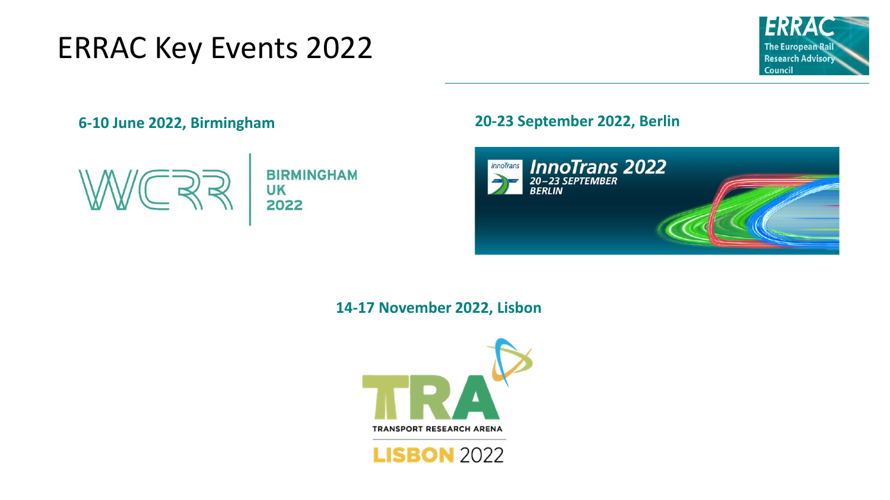# ERRAC Key Events 2022

**6-10 June 2022, Birmingham**

WCRR BIRMINGHAM UK 2022

**20-23 September 2022, Berlin**

InnoTrans 2022 20–23 SEPTEMBER BERLIN

**14-17 November 2022, Lisbon**

TRA TRANSPORT RESEARCH ARENA LISBON 2022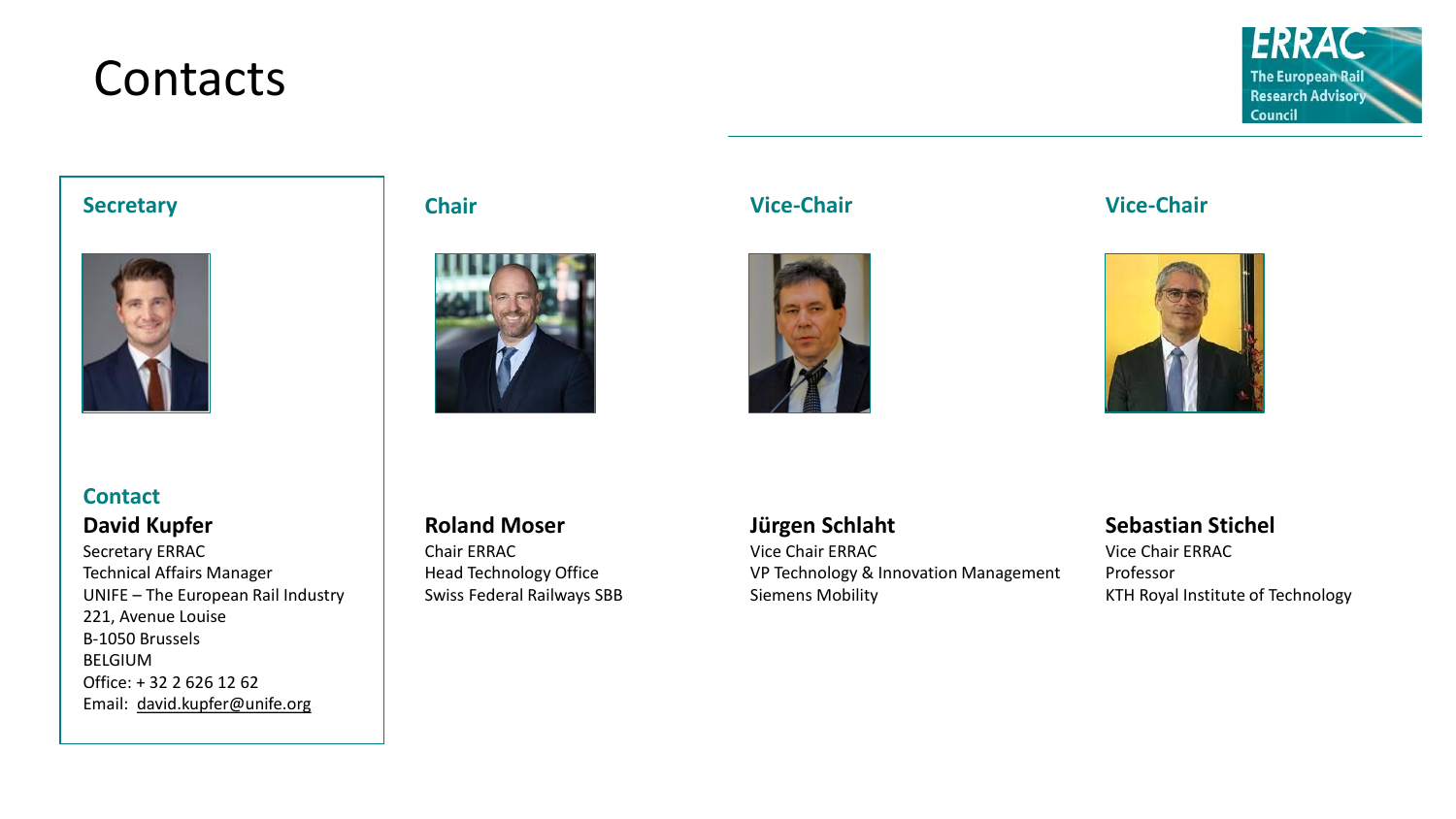# Contacts

ERRAC
The European Rail Research Advisory Council

## Secretary

### Contact

**David Kupfer**
Secretary ERRAC
Technical Affairs Manager
UNIFE – The European Rail Industry
221, Avenue Louise
B-1050 Brussels
BELGIUM
Office: + 32 2 626 12 62
Email: david.kupfer@unife.org

## Chair

**Roland Moser**
Chair ERRAC
Head Technology Office
Swiss Federal Railways SBB

## Vice-Chair

**Jürgen Schlaht**
Vice Chair ERRAC
VP Technology & Innovation Management
Siemens Mobility

## Vice-Chair

**Sebastian Stichel**
Vice Chair ERRAC
Professor
KTH Royal Institute of Technology